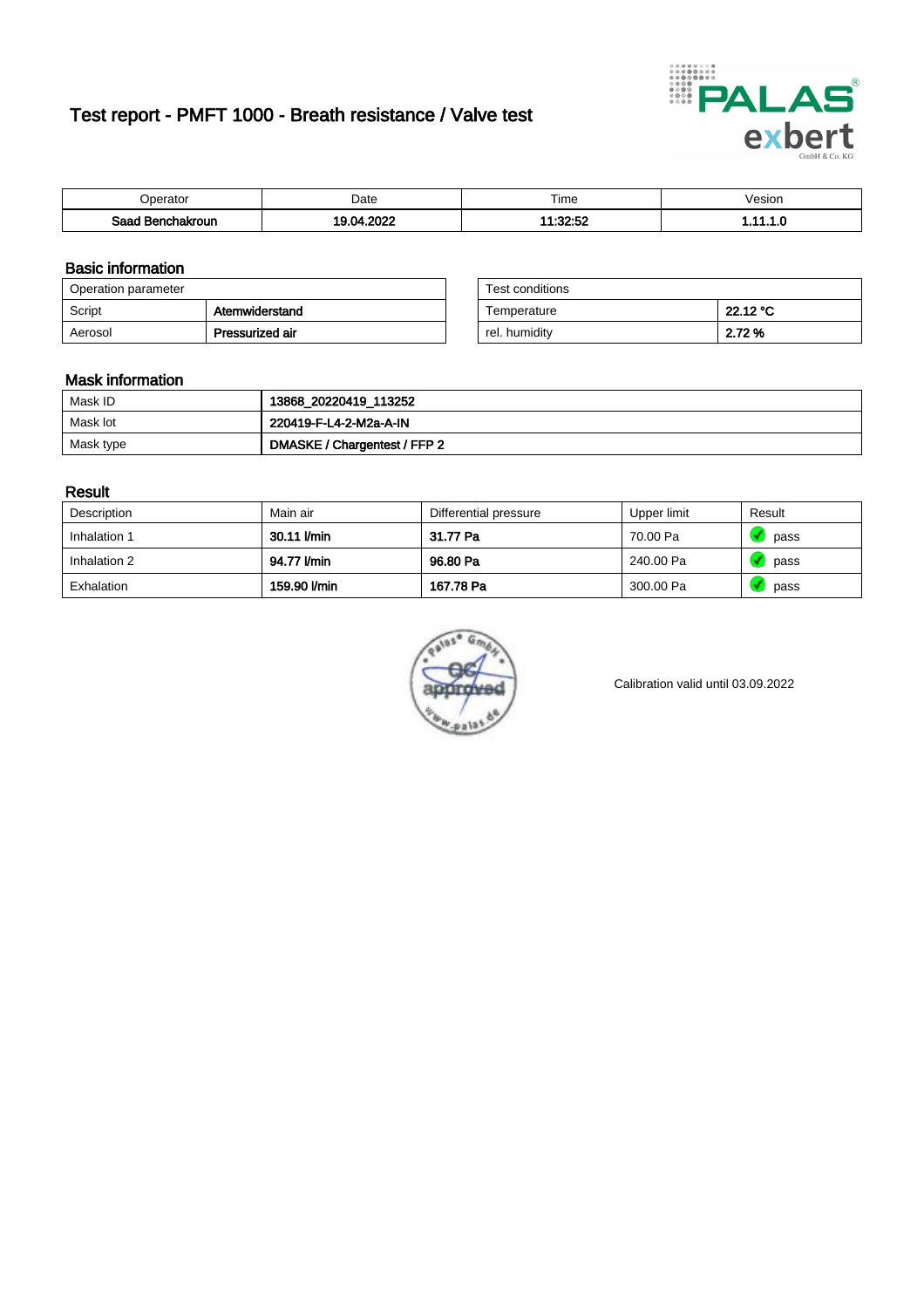# Test report - PMFT 1000 - Breath resistance / Valve test

| Operator | Date | Time | Vesion |
|---|---|---|---|
| **Saad Benchakroun** | **19.04.2022** | **11:32:52** | **1.11.1.0** |

## Basic information

| Operation parameter | |
|---|---|
| Script | **Atemwiderstand** |
| Aerosol | **Pressurized air** |

| Test conditions | |
|---|---|
| Temperature | **22.12 °C** |
| rel. humidity | **2.72 %** |

## Mask information

| | |
|---|---|
| Mask ID | **13868_20220419_113252** |
| Mask lot | **220419-F-L4-2-M2a-A-IN** |
| Mask type | **DMASKE / Chargentest / FFP 2** |

## Result

| Description | Main air | Differential pressure | Upper limit | Result |
|---|---|---|---|---|
| Inhalation 1 | **30.11 l/min** | **31.77 Pa** | 70.00 Pa | pass |
| Inhalation 2 | **94.77 l/min** | **96.80 Pa** | 240.00 Pa | pass |
| Exhalation | **159.90 l/min** | **167.78 Pa** | 300.00 Pa | pass |

Calibration valid until 03.09.2022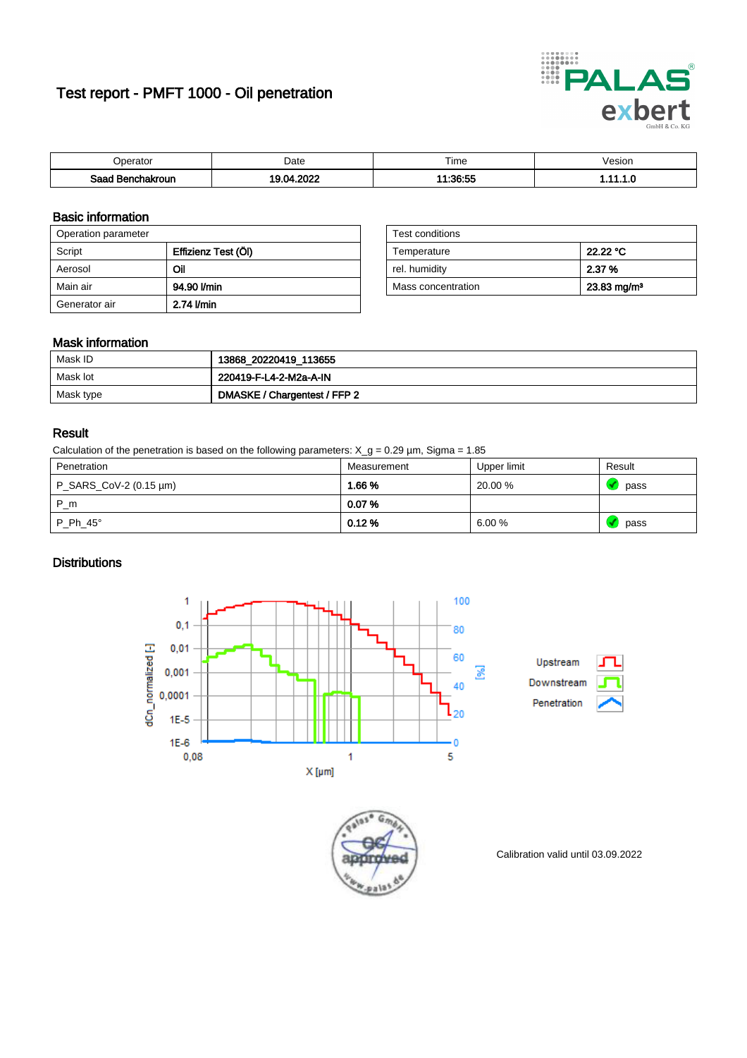# Test report - PMFT 1000 - Oil penetration

| Operator | Date | Time | Vesion |
|---|---|---|---|
| **Saad Benchakroun** | **19.04.2022** | **11:36:55** | **1.11.1.0** |

## Basic information

| Operation parameter | |
|---|---|
| Script | **Effizienz Test (Öl)** |
| Aerosol | **Oil** |
| Main air | **94.90 l/min** |
| Generator air | **2.74 l/min** |

| Test conditions | |
|---|---|
| Temperature | **22.22 °C** |
| rel. humidity | **2.37 %** |
| Mass concentration | **23.83 mg/m³** |

## Mask information

| | |
|---|---|
| Mask ID | **13868_20220419_113655** |
| Mask lot | **220419-F-L4-2-M2a-A-IN** |
| Mask type | **DMASKE / Chargentest / FFP 2** |

## Result

Calculation of the penetration is based on the following parameters: X_g = 0.29 µm, Sigma = 1.85

| Penetration | Measurement | Upper limit | Result |
|---|---|---|---|
| P_SARS_CoV-2 (0.15 µm) | **1.66 %** | 20.00 % | pass |
| P_m | **0.07 %** | | |
| P_Ph_45° | **0.12 %** | 6.00 % | pass |

## Distributions

dCn_normalized [-]
1
0,1
0,01
0,001
0,0001
1E-5
1E-6
0,08
1
5
X [µm]
100
80
60
40
20
0
[%]
Upstream
Downstream
Penetration

Calibration valid until 03.09.2022